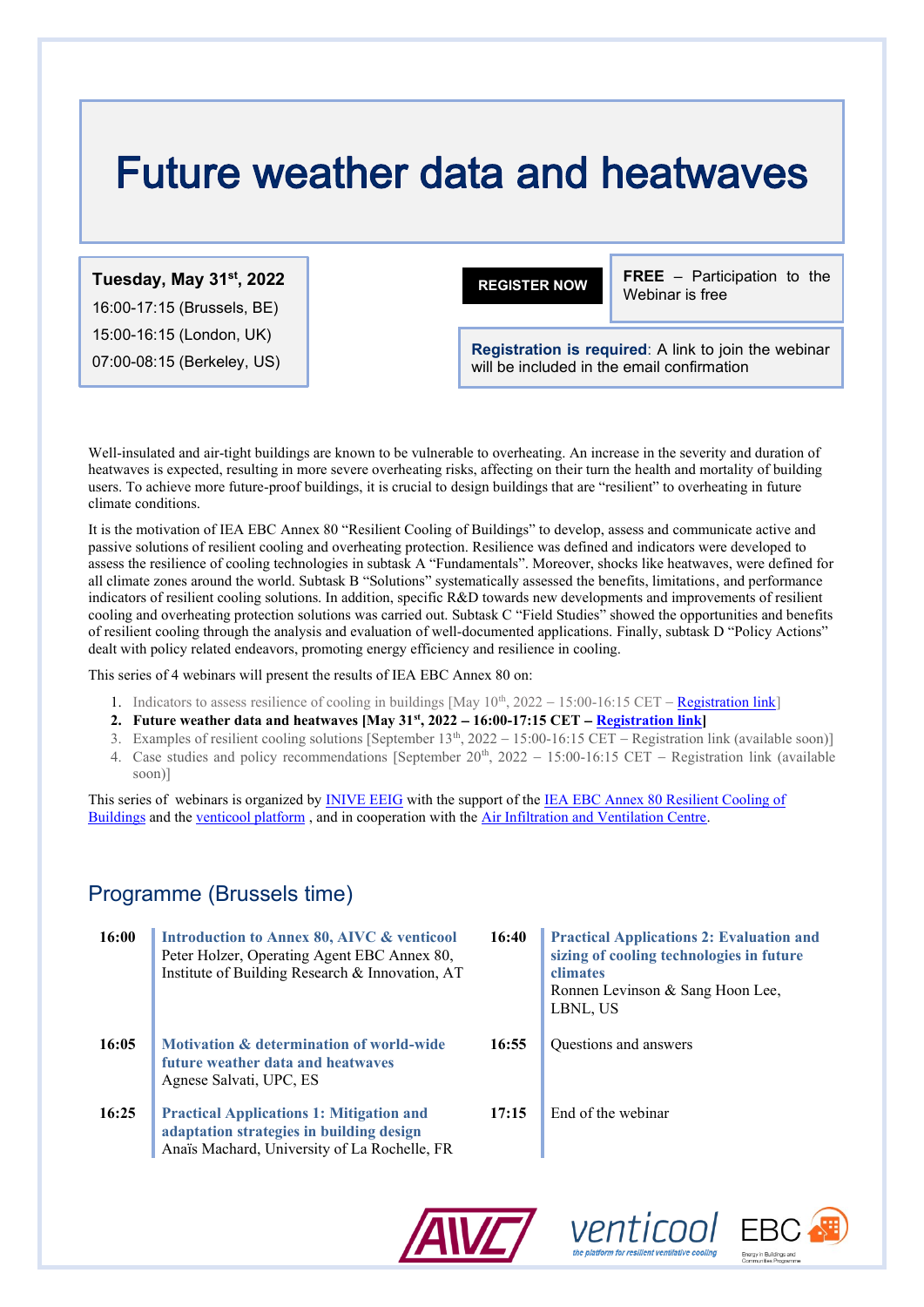# Future weather data and heatwaves

**Tuesday, May 31st, 2022**
16:00-17:15 (Brussels, BE)
15:00-16:15 (London, UK)
07:00-08:15 (Berkeley, US)

**REGISTER NOW**

**FREE** – Participation to the Webinar is free

**Registration is required**: A link to join the webinar will be included in the email confirmation

Well-insulated and air-tight buildings are known to be vulnerable to overheating. An increase in the severity and duration of heatwaves is expected, resulting in more severe overheating risks, affecting on their turn the health and mortality of building users. To achieve more future-proof buildings, it is crucial to design buildings that are "resilient" to overheating in future climate conditions.

It is the motivation of IEA EBC Annex 80 "Resilient Cooling of Buildings" to develop, assess and communicate active and passive solutions of resilient cooling and overheating protection. Resilience was defined and indicators were developed to assess the resilience of cooling technologies in subtask A "Fundamentals". Moreover, shocks like heatwaves, were defined for all climate zones around the world. Subtask B "Solutions" systematically assessed the benefits, limitations, and performance indicators of resilient cooling solutions. In addition, specific R&D towards new developments and improvements of resilient cooling and overheating protection solutions was carried out. Subtask C "Field Studies" showed the opportunities and benefits of resilient cooling through the analysis and evaluation of well-documented applications. Finally, subtask D "Policy Actions" dealt with policy related endeavors, promoting energy efficiency and resilience in cooling.

This series of 4 webinars will present the results of IEA EBC Annex 80 on:

1. Indicators to assess resilience of cooling in buildings [May 10th, 2022 – 15:00-16:15 CET – Registration link]
2. **Future weather data and heatwaves [May 31st, 2022 – 16:00-17:15 CET – Registration link]**
3. Examples of resilient cooling solutions [September 13th, 2022 – 15:00-16:15 CET – Registration link (available soon)]
4. Case studies and policy recommendations [September 20th, 2022 – 15:00-16:15 CET – Registration link (available soon)]

This series of webinars is organized by INIVE EEIG with the support of the IEA EBC Annex 80 Resilient Cooling of Buildings and the venticool platform , and in cooperation with the Air Infiltration and Ventilation Centre.

## Programme (Brussels time)

**16:00** — **Introduction to Annex 80, AIVC & venticool**
Peter Holzer, Operating Agent EBC Annex 80, Institute of Building Research & Innovation, AT

**16:05** — **Motivation & determination of world-wide future weather data and heatwaves**
Agnese Salvati, UPC, ES

**16:25** — **Practical Applications 1: Mitigation and adaptation strategies in building design**
Anaïs Machard, University of La Rochelle, FR

**16:40** — **Practical Applications 2: Evaluation and sizing of cooling technologies in future climates**
Ronnen Levinson & Sang Hoon Lee, LBNL, US

**16:55** — Questions and answers

**17:15** — End of the webinar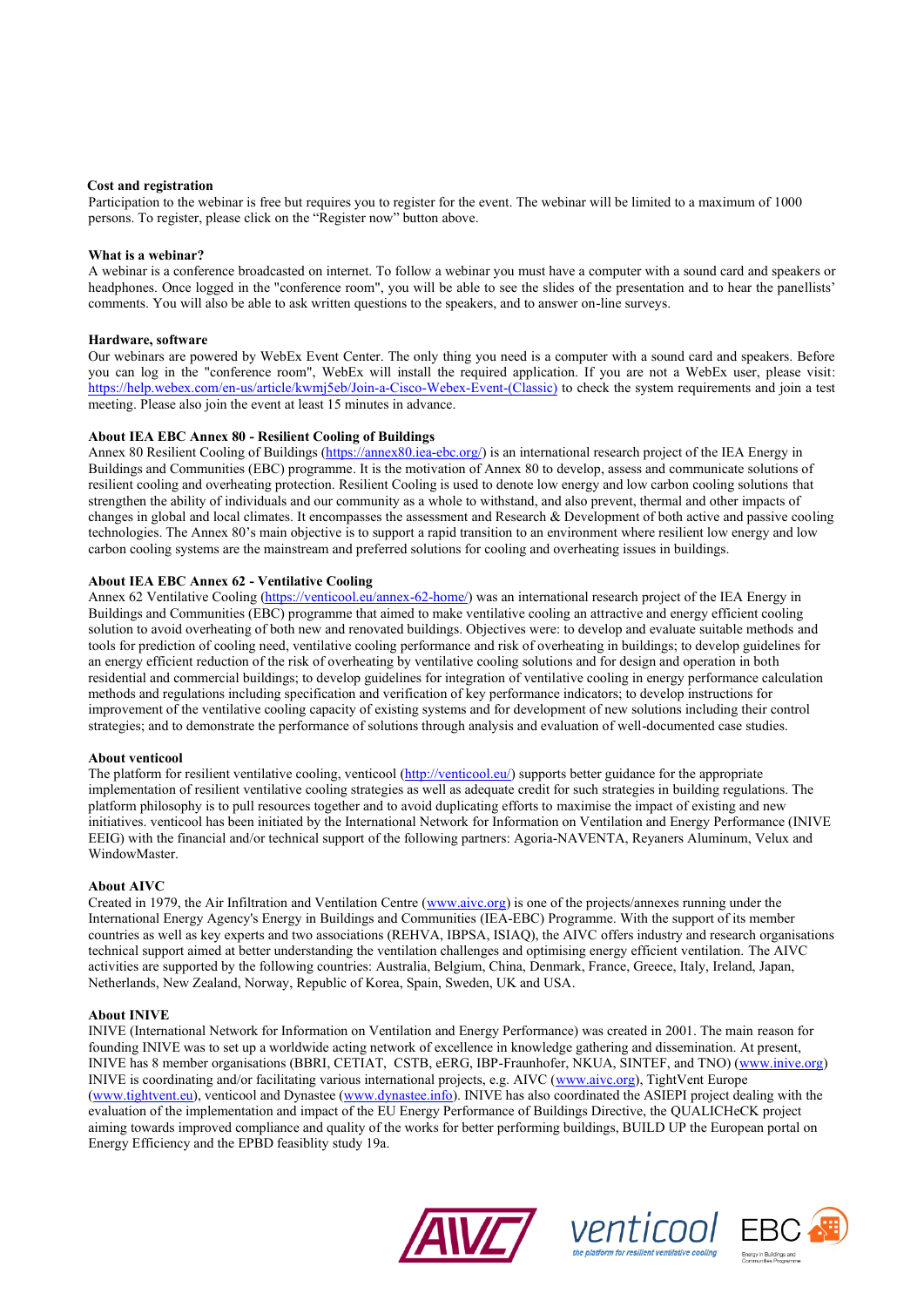**Cost and registration**

Participation to the webinar is free but requires you to register for the event. The webinar will be limited to a maximum of 1000 persons. To register, please click on the "Register now" button above.

**What is a webinar?**

A webinar is a conference broadcasted on internet. To follow a webinar you must have a computer with a sound card and speakers or headphones. Once logged in the "conference room", you will be able to see the slides of the presentation and to hear the panellists' comments. You will also be able to ask written questions to the speakers, and to answer on-line surveys.

**Hardware, software**

Our webinars are powered by WebEx Event Center. The only thing you need is a computer with a sound card and speakers. Before you can log in the "conference room", WebEx will install the required application. If you are not a WebEx user, please visit: https://help.webex.com/en-us/article/kwmj5eb/Join-a-Cisco-Webex-Event-(Classic) to check the system requirements and join a test meeting. Please also join the event at least 15 minutes in advance.

**About IEA EBC Annex 80 - Resilient Cooling of Buildings**

Annex 80 Resilient Cooling of Buildings (https://annex80.iea-ebc.org/) is an international research project of the IEA Energy in Buildings and Communities (EBC) programme. It is the motivation of Annex 80 to develop, assess and communicate solutions of resilient cooling and overheating protection. Resilient Cooling is used to denote low energy and low carbon cooling solutions that strengthen the ability of individuals and our community as a whole to withstand, and also prevent, thermal and other impacts of changes in global and local climates. It encompasses the assessment and Research & Development of both active and passive cooling technologies. The Annex 80's main objective is to support a rapid transition to an environment where resilient low energy and low carbon cooling systems are the mainstream and preferred solutions for cooling and overheating issues in buildings.

**About IEA EBC Annex 62 - Ventilative Cooling**

Annex 62 Ventilative Cooling (https://venticool.eu/annex-62-home/) was an international research project of the IEA Energy in Buildings and Communities (EBC) programme that aimed to make ventilative cooling an attractive and energy efficient cooling solution to avoid overheating of both new and renovated buildings. Objectives were: to develop and evaluate suitable methods and tools for prediction of cooling need, ventilative cooling performance and risk of overheating in buildings; to develop guidelines for an energy efficient reduction of the risk of overheating by ventilative cooling solutions and for design and operation in both residential and commercial buildings; to develop guidelines for integration of ventilative cooling in energy performance calculation methods and regulations including specification and verification of key performance indicators; to develop instructions for improvement of the ventilative cooling capacity of existing systems and for development of new solutions including their control strategies; and to demonstrate the performance of solutions through analysis and evaluation of well-documented case studies.

**About venticool**

The platform for resilient ventilative cooling, venticool (http://venticool.eu/) supports better guidance for the appropriate implementation of resilient ventilative cooling strategies as well as adequate credit for such strategies in building regulations. The platform philosophy is to pull resources together and to avoid duplicating efforts to maximise the impact of existing and new initiatives. venticool has been initiated by the International Network for Information on Ventilation and Energy Performance (INIVE EEIG) with the financial and/or technical support of the following partners: Agoria-NAVENTA, Reyaners Aluminum, Velux and WindowMaster.

**About AIVC**

Created in 1979, the Air Infiltration and Ventilation Centre (www.aivc.org) is one of the projects/annexes running under the International Energy Agency's Energy in Buildings and Communities (IEA-EBC) Programme. With the support of its member countries as well as key experts and two associations (REHVA, IBPSA, ISIAQ), the AIVC offers industry and research organisations technical support aimed at better understanding the ventilation challenges and optimising energy efficient ventilation. The AIVC activities are supported by the following countries: Australia, Belgium, China, Denmark, France, Greece, Italy, Ireland, Japan, Netherlands, New Zealand, Norway, Republic of Korea, Spain, Sweden, UK and USA.

**About INIVE**

INIVE (International Network for Information on Ventilation and Energy Performance) was created in 2001. The main reason for founding INIVE was to set up a worldwide acting network of excellence in knowledge gathering and dissemination. At present, INIVE has 8 member organisations (BBRI, CETIAT, CSTB, eERG, IBP-Fraunhofer, NKUA, SINTEF, and TNO) (www.inive.org) INIVE is coordinating and/or facilitating various international projects, e.g. AIVC (www.aivc.org), TightVent Europe (www.tightvent.eu), venticool and Dynastee (www.dynastee.info). INIVE has also coordinated the ASIEPI project dealing with the evaluation of the implementation and impact of the EU Energy Performance of Buildings Directive, the QUALICHeCK project aiming towards improved compliance and quality of the works for better performing buildings, BUILD UP the European portal on Energy Efficiency and the EPBD feasiblity study 19a.